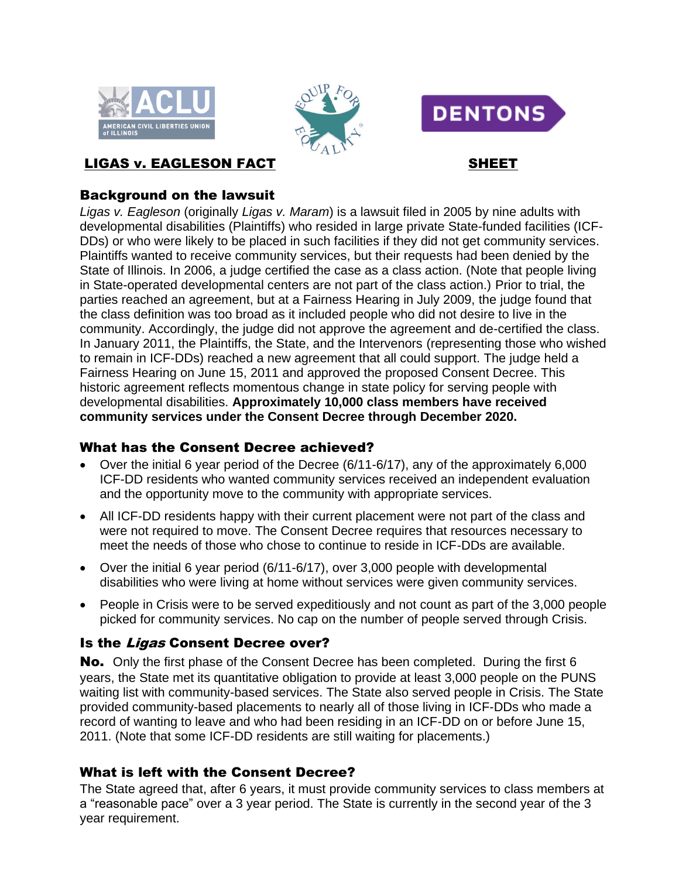# LIGAS v. EAGLESON FACT SHEET

## Background on the lawsuit

*Ligas v. Eagleson* (originally *Ligas v. Maram*) is a lawsuit filed in 2005 by nine adults with developmental disabilities (Plaintiffs) who resided in large private State-funded facilities (ICF-DDs) or who were likely to be placed in such facilities if they did not get community services. Plaintiffs wanted to receive community services, but their requests had been denied by the State of Illinois. In 2006, a judge certified the case as a class action. (Note that people living in State-operated developmental centers are not part of the class action.) Prior to trial, the parties reached an agreement, but at a Fairness Hearing in July 2009, the judge found that the class definition was too broad as it included people who did not desire to live in the community. Accordingly, the judge did not approve the agreement and de-certified the class. In January 2011, the Plaintiffs, the State, and the Intervenors (representing those who wished to remain in ICF-DDs) reached a new agreement that all could support. The judge held a Fairness Hearing on June 15, 2011 and approved the proposed Consent Decree. This historic agreement reflects momentous change in state policy for serving people with developmental disabilities. **Approximately 10,000 class members have received community services under the Consent Decree through December 2020.**

## What has the Consent Decree achieved?

- Over the initial 6 year period of the Decree (6/11-6/17), any of the approximately 6,000 ICF-DD residents who wanted community services received an independent evaluation and the opportunity move to the community with appropriate services.
- All ICF-DD residents happy with their current placement were not part of the class and were not required to move. The Consent Decree requires that resources necessary to meet the needs of those who chose to continue to reside in ICF-DDs are available.
- Over the initial 6 year period (6/11-6/17), over 3,000 people with developmental disabilities who were living at home without services were given community services.
- People in Crisis were to be served expeditiously and not count as part of the 3,000 people picked for community services. No cap on the number of people served through Crisis.

## Is the *Ligas* Consent Decree over?

**No.** Only the first phase of the Consent Decree has been completed. During the first 6 years, the State met its quantitative obligation to provide at least 3,000 people on the PUNS waiting list with community-based services. The State also served people in Crisis. The State provided community-based placements to nearly all of those living in ICF-DDs who made a record of wanting to leave and who had been residing in an ICF-DD on or before June 15, 2011. (Note that some ICF-DD residents are still waiting for placements.)

## What is left with the Consent Decree?

The State agreed that, after 6 years, it must provide community services to class members at a "reasonable pace" over a 3 year period. The State is currently in the second year of the 3 year requirement.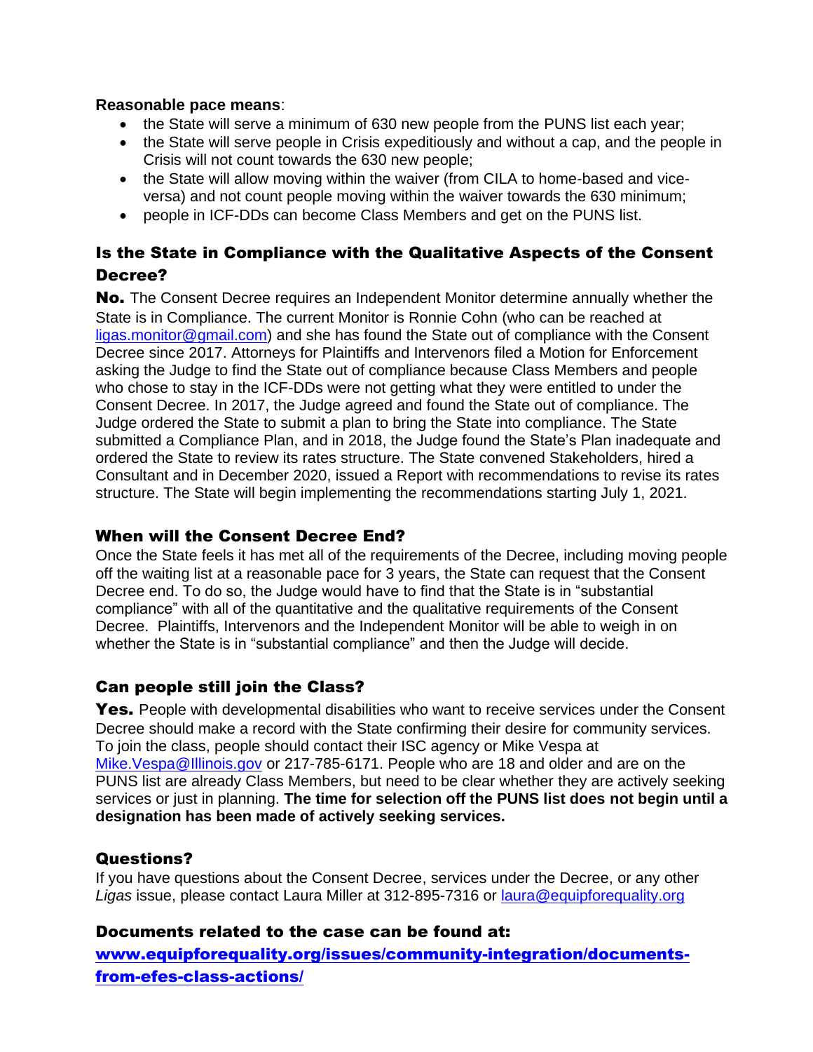**Reasonable pace means**:

- the State will serve a minimum of 630 new people from the PUNS list each year;
- the State will serve people in Crisis expeditiously and without a cap, and the people in Crisis will not count towards the 630 new people;
- the State will allow moving within the waiver (from CILA to home-based and vice-versa) and not count people moving within the waiver towards the 630 minimum;
- people in ICF-DDs can become Class Members and get on the PUNS list.

## Is the State in Compliance with the Qualitative Aspects of the Consent Decree?

**No.** The Consent Decree requires an Independent Monitor determine annually whether the State is in Compliance. The current Monitor is Ronnie Cohn (who can be reached at ligas.monitor@gmail.com) and she has found the State out of compliance with the Consent Decree since 2017. Attorneys for Plaintiffs and Intervenors filed a Motion for Enforcement asking the Judge to find the State out of compliance because Class Members and people who chose to stay in the ICF-DDs were not getting what they were entitled to under the Consent Decree. In 2017, the Judge agreed and found the State out of compliance. The Judge ordered the State to submit a plan to bring the State into compliance. The State submitted a Compliance Plan, and in 2018, the Judge found the State's Plan inadequate and ordered the State to review its rates structure. The State convened Stakeholders, hired a Consultant and in December 2020, issued a Report with recommendations to revise its rates structure. The State will begin implementing the recommendations starting July 1, 2021.

## When will the Consent Decree End?

Once the State feels it has met all of the requirements of the Decree, including moving people off the waiting list at a reasonable pace for 3 years, the State can request that the Consent Decree end. To do so, the Judge would have to find that the State is in "substantial compliance" with all of the quantitative and the qualitative requirements of the Consent Decree. Plaintiffs, Intervenors and the Independent Monitor will be able to weigh in on whether the State is in "substantial compliance" and then the Judge will decide.

## Can people still join the Class?

**Yes.** People with developmental disabilities who want to receive services under the Consent Decree should make a record with the State confirming their desire for community services. To join the class, people should contact their ISC agency or Mike Vespa at Mike.Vespa@Illinois.gov or 217-785-6171. People who are 18 and older and are on the PUNS list are already Class Members, but need to be clear whether they are actively seeking services or just in planning. **The time for selection off the PUNS list does not begin until a designation has been made of actively seeking services.**

## Questions?

If you have questions about the Consent Decree, services under the Decree, or any other *Ligas* issue, please contact Laura Miller at 312-895-7316 or laura@equipforequality.org

## Documents related to the case can be found at:

**www.equipforequality.org/issues/community-integration/documents-from-efes-class-actions/**